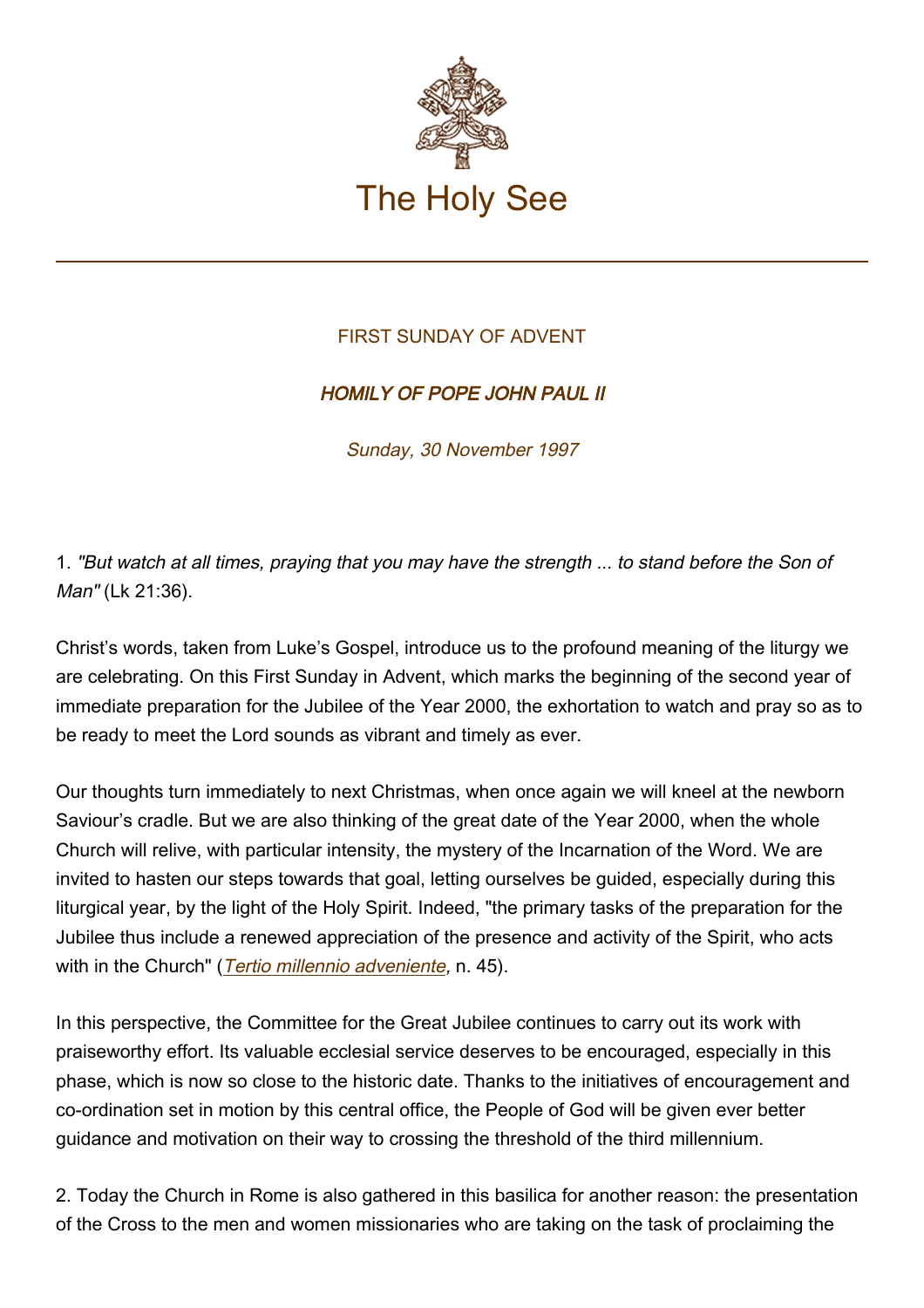# The Holy See

FIRST SUNDAY OF ADVENT

***HOMILY OF POPE JOHN PAUL II***

*Sunday, 30 November 1997*

1. *"But watch at all times, praying that you may have the strength ... to stand before the Son of Man"* (Lk 21:36).

Christ's words, taken from Luke's Gospel, introduce us to the profound meaning of the liturgy we are celebrating. On this First Sunday in Advent, which marks the beginning of the second year of immediate preparation for the Jubilee of the Year 2000, the exhortation to watch and pray so as to be ready to meet the Lord sounds as vibrant and timely as ever.

Our thoughts turn immediately to next Christmas, when once again we will kneel at the newborn Saviour's cradle. But we are also thinking of the great date of the Year 2000, when the whole Church will relive, with particular intensity, the mystery of the Incarnation of the Word. We are invited to hasten our steps towards that goal, letting ourselves be guided, especially during this liturgical year, by the light of the Holy Spirit. Indeed, "the primary tasks of the preparation for the Jubilee thus include a renewed appreciation of the presence and activity of the Spirit, who acts with in the Church" (*Tertio millennio adveniente*, n. 45).

In this perspective, the Committee for the Great Jubilee continues to carry out its work with praiseworthy effort. Its valuable ecclesial service deserves to be encouraged, especially in this phase, which is now so close to the historic date. Thanks to the initiatives of encouragement and co-ordination set in motion by this central office, the People of God will be given ever better guidance and motivation on their way to crossing the threshold of the third millennium.

2. Today the Church in Rome is also gathered in this basilica for another reason: the presentation of the Cross to the men and women missionaries who are taking on the task of proclaiming the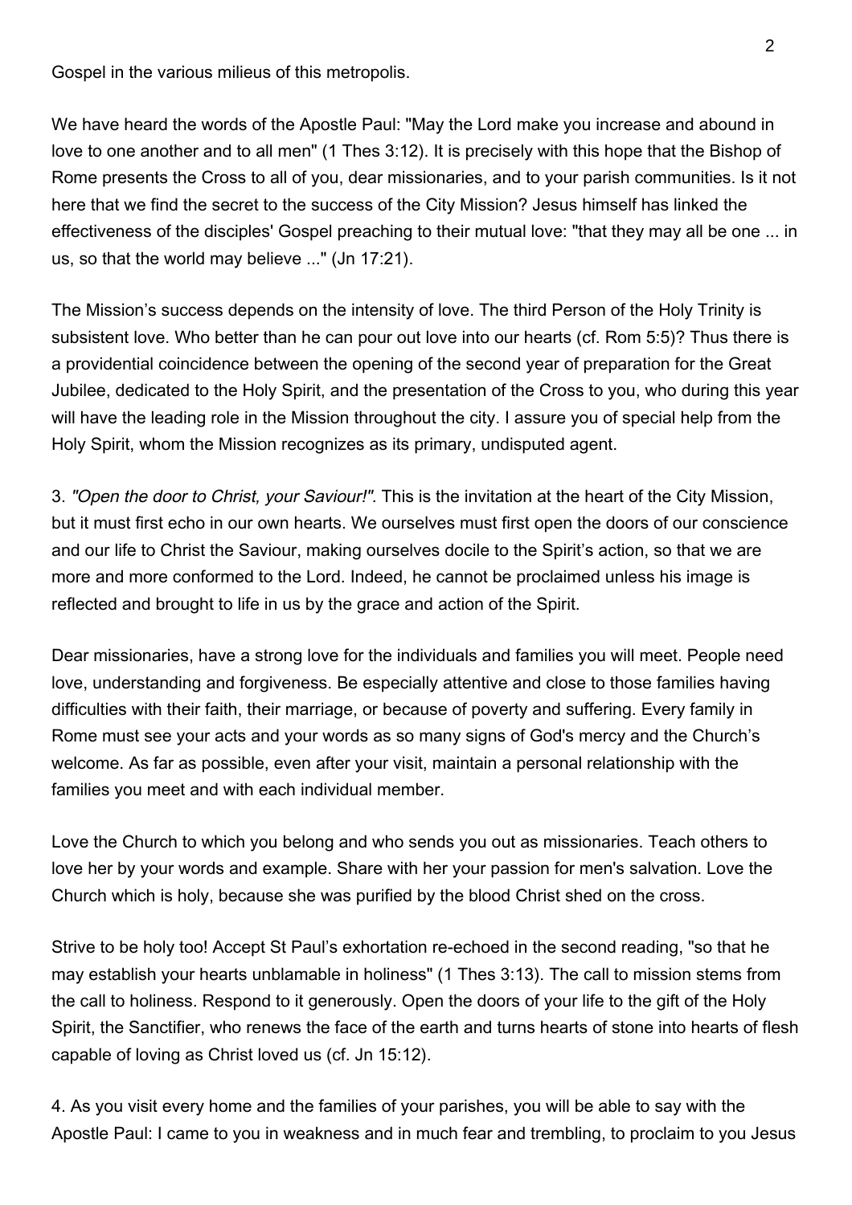Gospel in the various milieus of this metropolis.

We have heard the words of the Apostle Paul: "May the Lord make you increase and abound in love to one another and to all men" (1 Thes 3:12). It is precisely with this hope that the Bishop of Rome presents the Cross to all of you, dear missionaries, and to your parish communities. Is it not here that we find the secret to the success of the City Mission? Jesus himself has linked the effectiveness of the disciples' Gospel preaching to their mutual love: "that they may all be one ... in us, so that the world may believe ..." (Jn 17:21).

The Mission's success depends on the intensity of love. The third Person of the Holy Trinity is subsistent love. Who better than he can pour out love into our hearts (cf. Rom 5:5)? Thus there is a providential coincidence between the opening of the second year of preparation for the Great Jubilee, dedicated to the Holy Spirit, and the presentation of the Cross to you, who during this year will have the leading role in the Mission throughout the city. I assure you of special help from the Holy Spirit, whom the Mission recognizes as its primary, undisputed agent.

3. *"Open the door to Christ, your Saviour!".* This is the invitation at the heart of the City Mission, but it must first echo in our own hearts. We ourselves must first open the doors of our conscience and our life to Christ the Saviour, making ourselves docile to the Spirit's action, so that we are more and more conformed to the Lord. Indeed, he cannot be proclaimed unless his image is reflected and brought to life in us by the grace and action of the Spirit.

Dear missionaries, have a strong love for the individuals and families you will meet. People need love, understanding and forgiveness. Be especially attentive and close to those families having difficulties with their faith, their marriage, or because of poverty and suffering. Every family in Rome must see your acts and your words as so many signs of God's mercy and the Church's welcome. As far as possible, even after your visit, maintain a personal relationship with the families you meet and with each individual member.

Love the Church to which you belong and who sends you out as missionaries. Teach others to love her by your words and example. Share with her your passion for men's salvation. Love the Church which is holy, because she was purified by the blood Christ shed on the cross.

Strive to be holy too! Accept St Paul's exhortation re-echoed in the second reading, "so that he may establish your hearts unblamable in holiness" (1 Thes 3:13). The call to mission stems from the call to holiness. Respond to it generously. Open the doors of your life to the gift of the Holy Spirit, the Sanctifier, who renews the face of the earth and turns hearts of stone into hearts of flesh capable of loving as Christ loved us (cf. Jn 15:12).

4. As you visit every home and the families of your parishes, you will be able to say with the Apostle Paul: I came to you in weakness and in much fear and trembling, to proclaim to you Jesus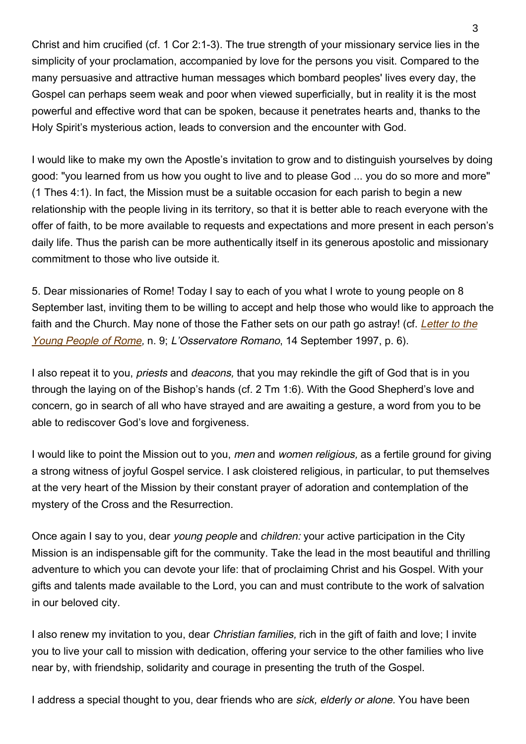Christ and him crucified (cf. 1 Cor 2:1-3). The true strength of your missionary service lies in the simplicity of your proclamation, accompanied by love for the persons you visit. Compared to the many persuasive and attractive human messages which bombard peoples' lives every day, the Gospel can perhaps seem weak and poor when viewed superficially, but in reality it is the most powerful and effective word that can be spoken, because it penetrates hearts and, thanks to the Holy Spirit's mysterious action, leads to conversion and the encounter with God.

I would like to make my own the Apostle's invitation to grow and to distinguish yourselves by doing good: "you learned from us how you ought to live and to please God ... you do so more and more" (1 Thes 4:1). In fact, the Mission must be a suitable occasion for each parish to begin a new relationship with the people living in its territory, so that it is better able to reach everyone with the offer of faith, to be more available to requests and expectations and more present in each person's daily life. Thus the parish can be more authentically itself in its generous apostolic and missionary commitment to those who live outside it.

5. Dear missionaries of Rome! Today I say to each of you what I wrote to young people on 8 September last, inviting them to be willing to accept and help those who would like to approach the faith and the Church. May none of those the Father sets on our path go astray! (cf. *Letter to the Young People of Rome*, n. 9; *L'Osservatore Romano*, 14 September 1997, p. 6).

I also repeat it to you, *priests* and *deacons,* that you may rekindle the gift of God that is in you through the laying on of the Bishop's hands (cf. 2 Tm 1:6). With the Good Shepherd's love and concern, go in search of all who have strayed and are awaiting a gesture, a word from you to be able to rediscover God's love and forgiveness.

I would like to point the Mission out to you, *men* and *women religious,* as a fertile ground for giving a strong witness of joyful Gospel service. I ask cloistered religious, in particular, to put themselves at the very heart of the Mission by their constant prayer of adoration and contemplation of the mystery of the Cross and the Resurrection.

Once again I say to you, dear *young people* and *children:* your active participation in the City Mission is an indispensable gift for the community. Take the lead in the most beautiful and thrilling adventure to which you can devote your life: that of proclaiming Christ and his Gospel. With your gifts and talents made available to the Lord, you can and must contribute to the work of salvation in our beloved city.

I also renew my invitation to you, dear *Christian families,* rich in the gift of faith and love; I invite you to live your call to mission with dedication, offering your service to the other families who live near by, with friendship, solidarity and courage in presenting the truth of the Gospel.

I address a special thought to you, dear friends who are *sick, elderly or alone.* You have been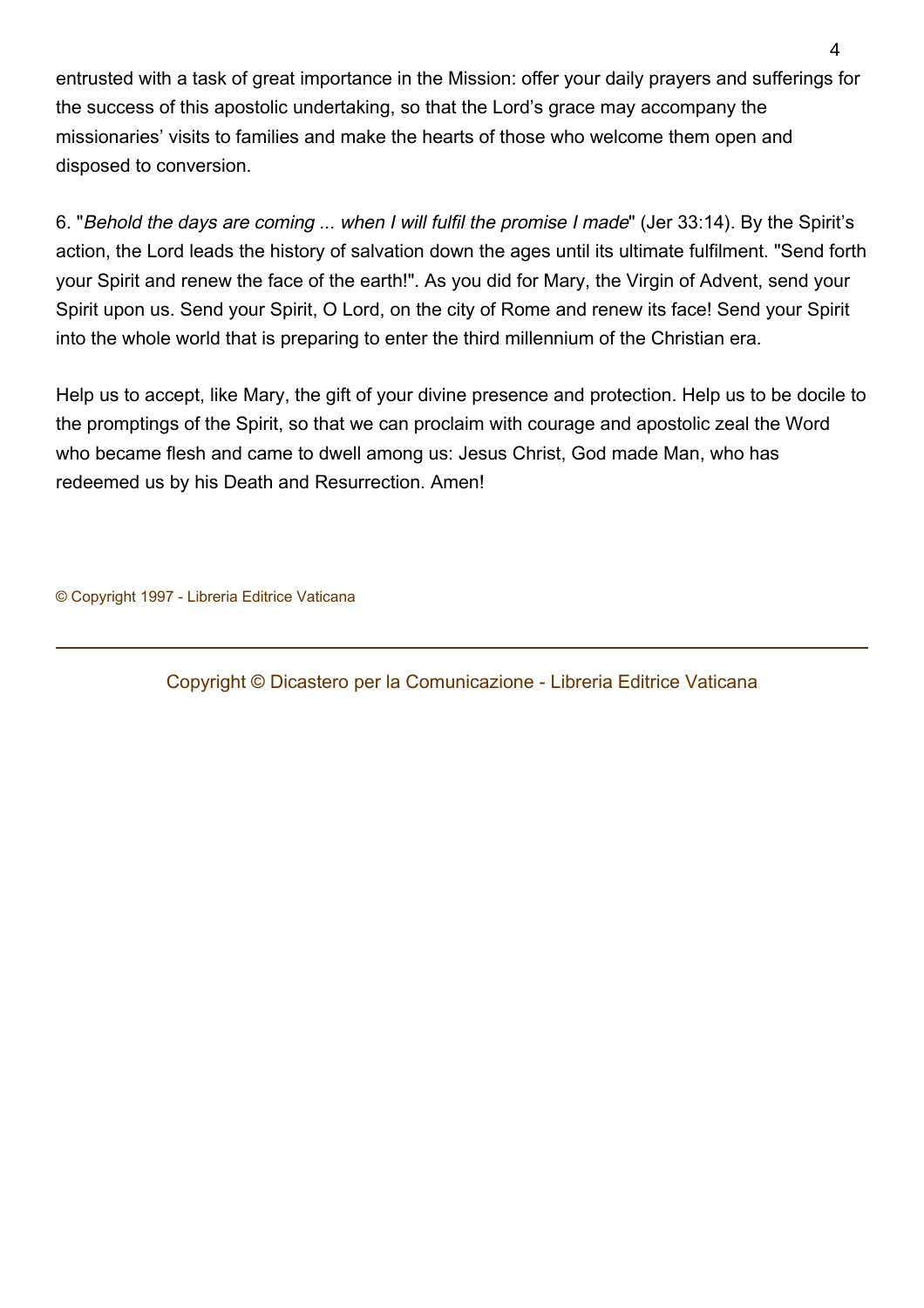entrusted with a task of great importance in the Mission: offer your daily prayers and sufferings for the success of this apostolic undertaking, so that the Lord's grace may accompany the missionaries' visits to families and make the hearts of those who welcome them open and disposed to conversion.

6. "*Behold the days are coming ... when I will fulfil the promise I made*" (Jer 33:14). By the Spirit's action, the Lord leads the history of salvation down the ages until its ultimate fulfilment. "Send forth your Spirit and renew the face of the earth!". As you did for Mary, the Virgin of Advent, send your Spirit upon us. Send your Spirit, O Lord, on the city of Rome and renew its face! Send your Spirit into the whole world that is preparing to enter the third millennium of the Christian era.

Help us to accept, like Mary, the gift of your divine presence and protection. Help us to be docile to the promptings of the Spirit, so that we can proclaim with courage and apostolic zeal the Word who became flesh and came to dwell among us: Jesus Christ, God made Man, who has redeemed us by his Death and Resurrection. Amen!

© Copyright 1997 - Libreria Editrice Vaticana

---

Copyright © Dicastero per la Comunicazione - Libreria Editrice Vaticana